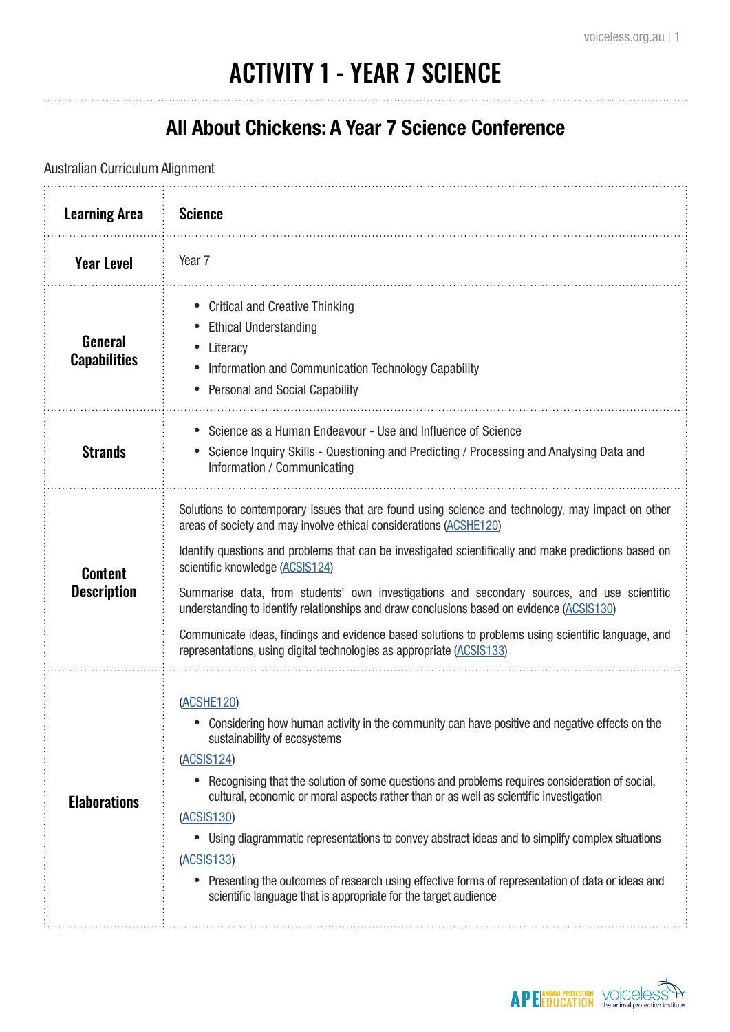# ACTIVITY 1 - YEAR 7 SCIENCE

## All About Chickens: A Year 7 Science Conference

Australian Curriculum Alignment

| **Learning Area** | **Science** |
|---|---|
| **Year Level** | Year 7 |
| **General Capabilities** | • Critical and Creative Thinking<br>• Ethical Understanding<br>• Literacy<br>• Information and Communication Technology Capability<br>• Personal and Social Capability |
| **Strands** | • Science as a Human Endeavour - Use and Influence of Science<br>• Science Inquiry Skills - Questioning and Predicting / Processing and Analysing Data and Information / Communicating |
| **Content Description** | Solutions to contemporary issues that are found using science and technology, may impact on other areas of society and may involve ethical considerations (ACSHE120)<br><br>Identify questions and problems that can be investigated scientifically and make predictions based on scientific knowledge (ACSIS124)<br><br>Summarise data, from students' own investigations and secondary sources, and use scientific understanding to identify relationships and draw conclusions based on evidence (ACSIS130)<br><br>Communicate ideas, findings and evidence based solutions to problems using scientific language, and representations, using digital technologies as appropriate (ACSIS133) |
| **Elaborations** | (ACSHE120)<br>• Considering how human activity in the community can have positive and negative effects on the sustainability of ecosystems<br>(ACSIS124)<br>• Recognising that the solution of some questions and problems requires consideration of social, cultural, economic or moral aspects rather than or as well as scientific investigation<br>(ACSIS130)<br>• Using diagrammatic representations to convey abstract ideas and to simplify complex situations<br>(ACSIS133)<br>• Presenting the outcomes of research using effective forms of representation of data or ideas and scientific language that is appropriate for the target audience |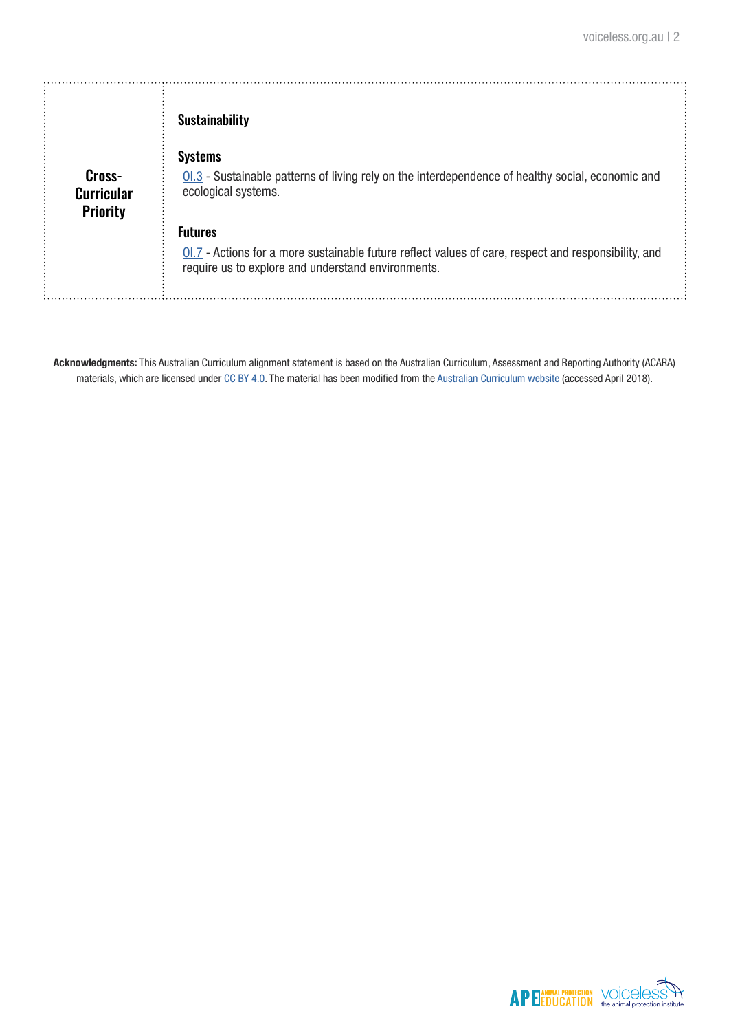| Cross-Curricular Priority | **Sustainability**<br><br>**Systems**<br>OI.3 - Sustainable patterns of living rely on the interdependence of healthy social, economic and ecological systems.<br><br>**Futures**<br>OI.7 - Actions for a more sustainable future reflect values of care, respect and responsibility, and require us to explore and understand environments. |
|---|---|

**Acknowledgments:** This Australian Curriculum alignment statement is based on the Australian Curriculum, Assessment and Reporting Authority (ACARA) materials, which are licensed under CC BY 4.0. The material has been modified from the Australian Curriculum website (accessed April 2018).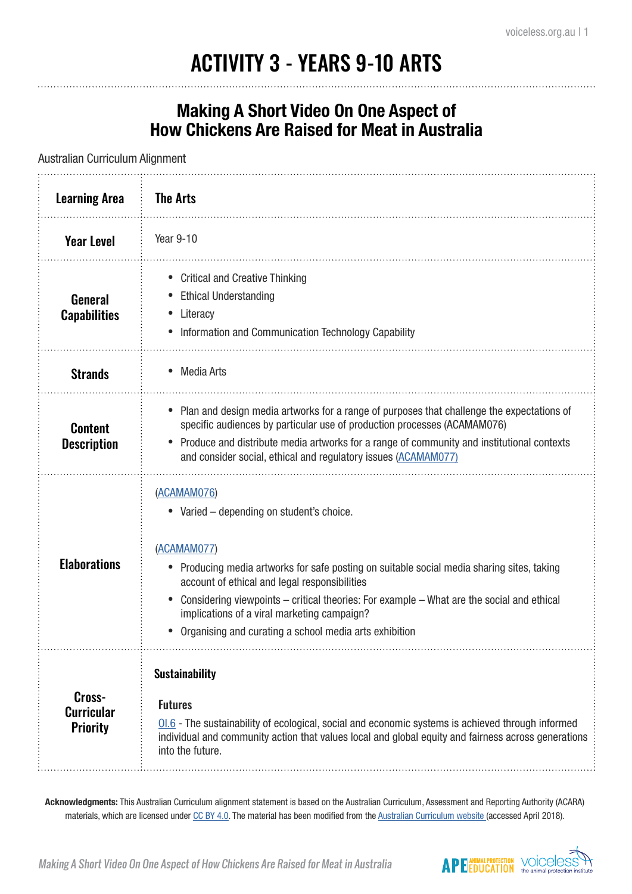# ACTIVITY 3 - YEARS 9-10 ARTS

## Making A Short Video On One Aspect of How Chickens Are Raised for Meat in Australia

Australian Curriculum Alignment

| **Learning Area** | **The Arts** |
|---|---|
| **Year Level** | Year 9-10 |
| **General Capabilities** | • Critical and Creative Thinking<br>• Ethical Understanding<br>• Literacy<br>• Information and Communication Technology Capability |
| **Strands** | • Media Arts |
| **Content Description** | • Plan and design media artworks for a range of purposes that challenge the expectations of specific audiences by particular use of production processes (ACAMAM076)<br>• Produce and distribute media artworks for a range of community and institutional contexts and consider social, ethical and regulatory issues (ACAMAM077) |
| **Elaborations** | (ACAMAM076)<br>• Varied – depending on student's choice.<br><br>(ACAMAM077)<br>• Producing media artworks for safe posting on suitable social media sharing sites, taking account of ethical and legal responsibilities<br>• Considering viewpoints – critical theories: For example – What are the social and ethical implications of a viral marketing campaign?<br>• Organising and curating a school media arts exhibition |
| **Cross-Curricular Priority** | **Sustainability**<br><br>**Futures**<br>OI.6 - The sustainability of ecological, social and economic systems is achieved through informed individual and community action that values local and global equity and fairness across generations into the future. |

**Acknowledgments:** This Australian Curriculum alignment statement is based on the Australian Curriculum, Assessment and Reporting Authority (ACARA) materials, which are licensed under CC BY 4.0. The material has been modified from the Australian Curriculum website (accessed April 2018).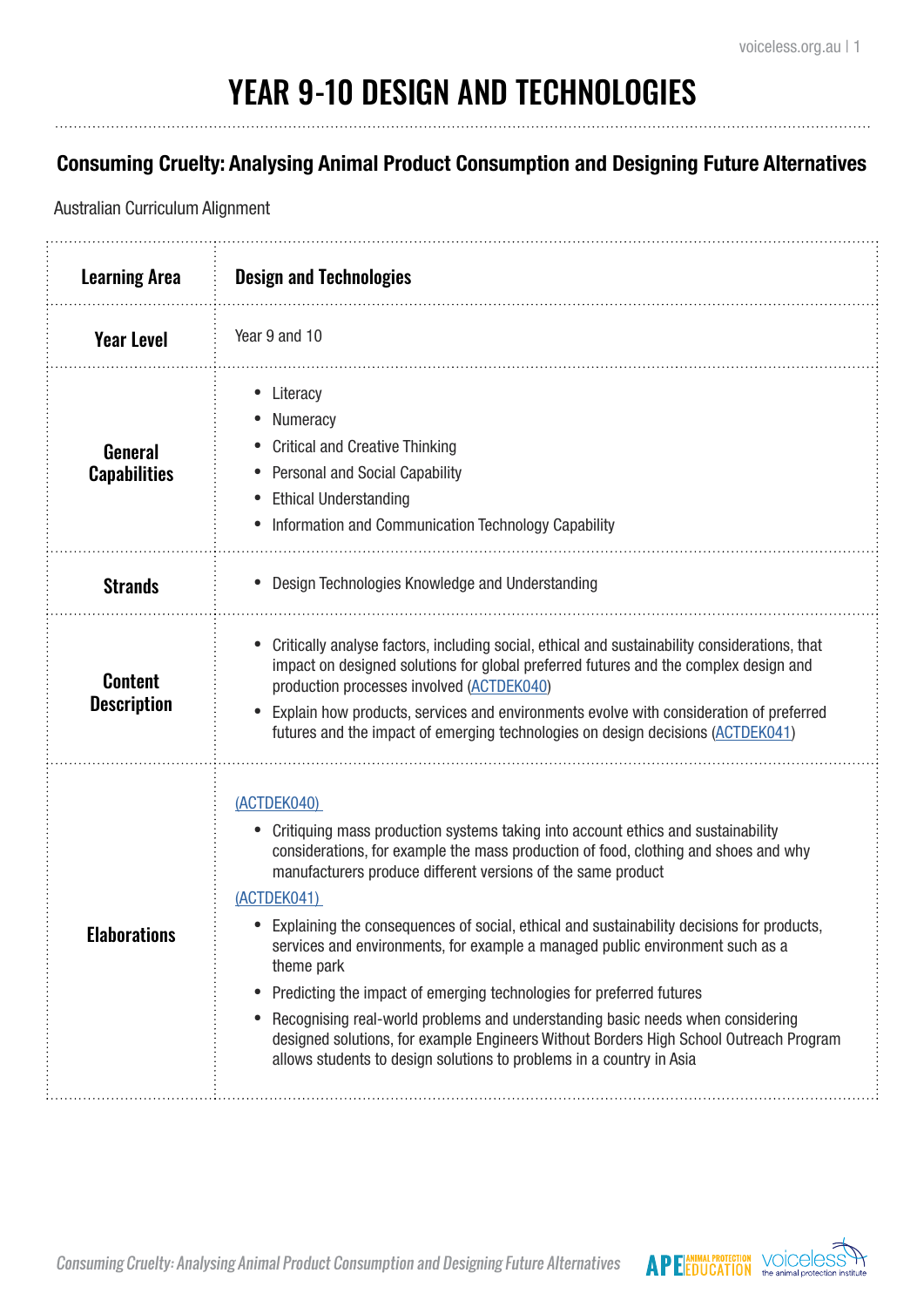# YEAR 9-10 DESIGN AND TECHNOLOGIES

## Consuming Cruelty: Analysing Animal Product Consumption and Designing Future Alternatives

Australian Curriculum Alignment

| **Learning Area** | **Design and Technologies** |
|---|---|
| **Year Level** | Year 9 and 10 |
| **General Capabilities** | • Literacy<br>• Numeracy<br>• Critical and Creative Thinking<br>• Personal and Social Capability<br>• Ethical Understanding<br>• Information and Communication Technology Capability |
| **Strands** | • Design Technologies Knowledge and Understanding |
| **Content Description** | • Critically analyse factors, including social, ethical and sustainability considerations, that impact on designed solutions for global preferred futures and the complex design and production processes involved (ACTDEK040)<br>• Explain how products, services and environments evolve with consideration of preferred futures and the impact of emerging technologies on design decisions (ACTDEK041) |
| **Elaborations** | (ACTDEK040)<br>• Critiquing mass production systems taking into account ethics and sustainability considerations, for example the mass production of food, clothing and shoes and why manufacturers produce different versions of the same product<br>(ACTDEK041)<br>• Explaining the consequences of social, ethical and sustainability decisions for products, services and environments, for example a managed public environment such as a theme park<br>• Predicting the impact of emerging technologies for preferred futures<br>• Recognising real-world problems and understanding basic needs when considering designed solutions, for example Engineers Without Borders High School Outreach Program allows students to design solutions to problems in a country in Asia |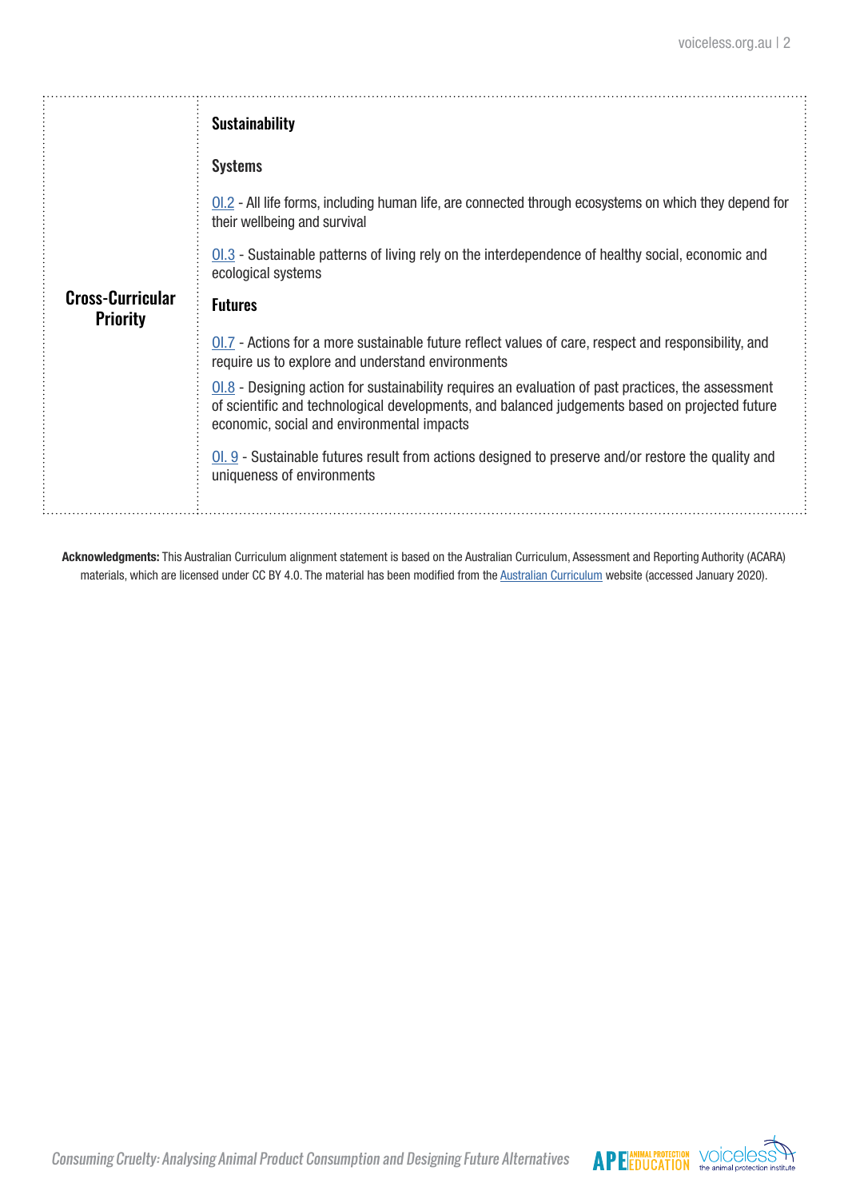| | |
|---|---|
| **Cross-Curricular Priority** | **Sustainability**<br><br>**Systems**<br><br>OI.2 - All life forms, including human life, are connected through ecosystems on which they depend for their wellbeing and survival<br><br>OI.3 - Sustainable patterns of living rely on the interdependence of healthy social, economic and ecological systems<br><br>**Futures**<br><br>OI.7 - Actions for a more sustainable future reflect values of care, respect and responsibility, and require us to explore and understand environments<br><br>OI.8 - Designing action for sustainability requires an evaluation of past practices, the assessment of scientific and technological developments, and balanced judgements based on projected future economic, social and environmental impacts<br><br>OI. 9 - Sustainable futures result from actions designed to preserve and/or restore the quality and uniqueness of environments |

**Acknowledgments:** This Australian Curriculum alignment statement is based on the Australian Curriculum, Assessment and Reporting Authority (ACARA) materials, which are licensed under CC BY 4.0. The material has been modified from the Australian Curriculum website (accessed January 2020).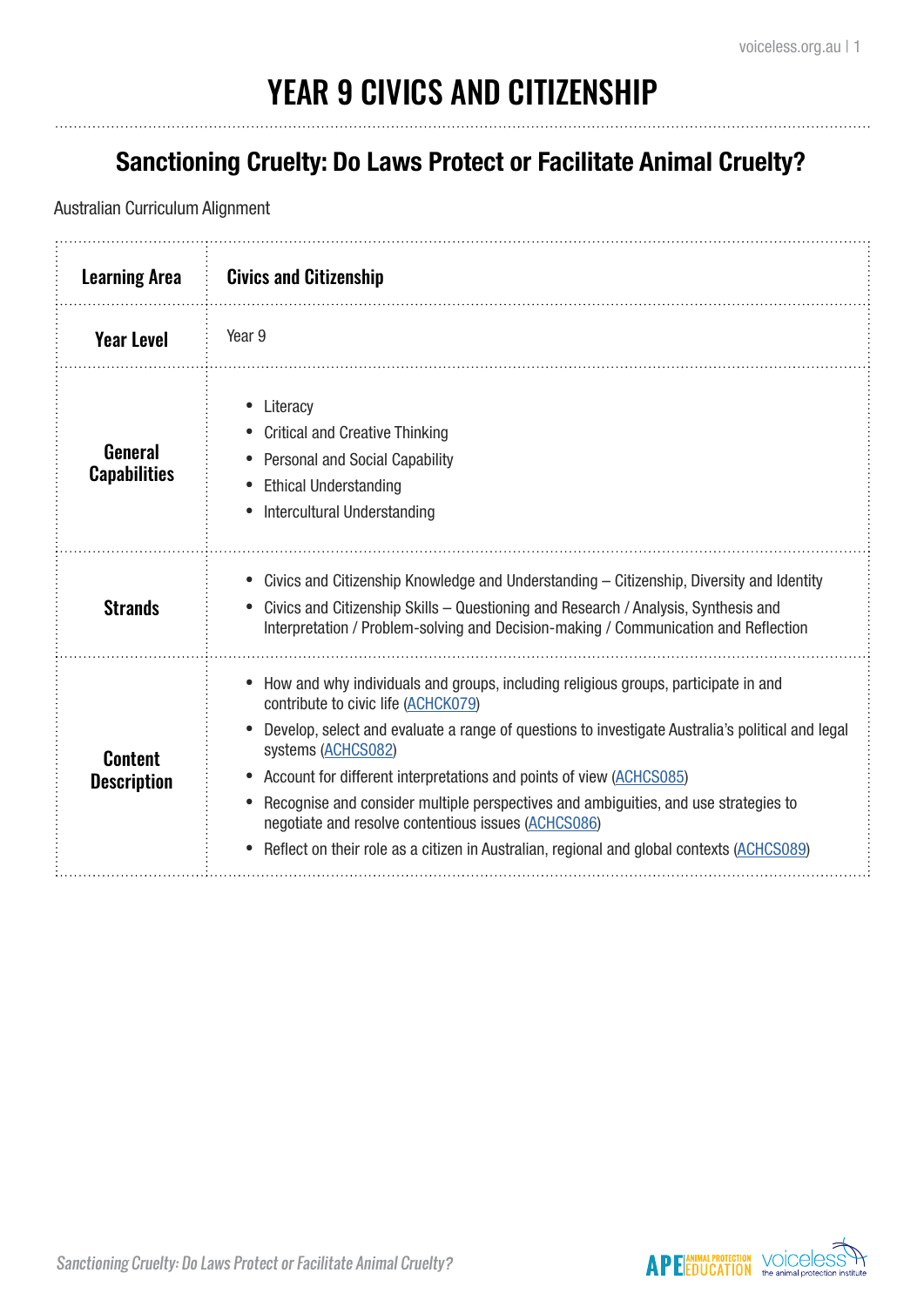# YEAR 9 CIVICS AND CITIZENSHIP

## Sanctioning Cruelty: Do Laws Protect or Facilitate Animal Cruelty?

Australian Curriculum Alignment

| **Learning Area** | **Civics and Citizenship** |
|---|---|
| **Year Level** | Year 9 |
| **General Capabilities** | • Literacy<br>• Critical and Creative Thinking<br>• Personal and Social Capability<br>• Ethical Understanding<br>• Intercultural Understanding |
| **Strands** | • Civics and Citizenship Knowledge and Understanding – Citizenship, Diversity and Identity<br>• Civics and Citizenship Skills – Questioning and Research / Analysis, Synthesis and Interpretation / Problem-solving and Decision-making / Communication and Reflection |
| **Content Description** | • How and why individuals and groups, including religious groups, participate in and contribute to civic life (ACHCK079)<br>• Develop, select and evaluate a range of questions to investigate Australia's political and legal systems (ACHCS082)<br>• Account for different interpretations and points of view (ACHCS085)<br>• Recognise and consider multiple perspectives and ambiguities, and use strategies to negotiate and resolve contentious issues (ACHCS086)<br>• Reflect on their role as a citizen in Australian, regional and global contexts (ACHCS089) |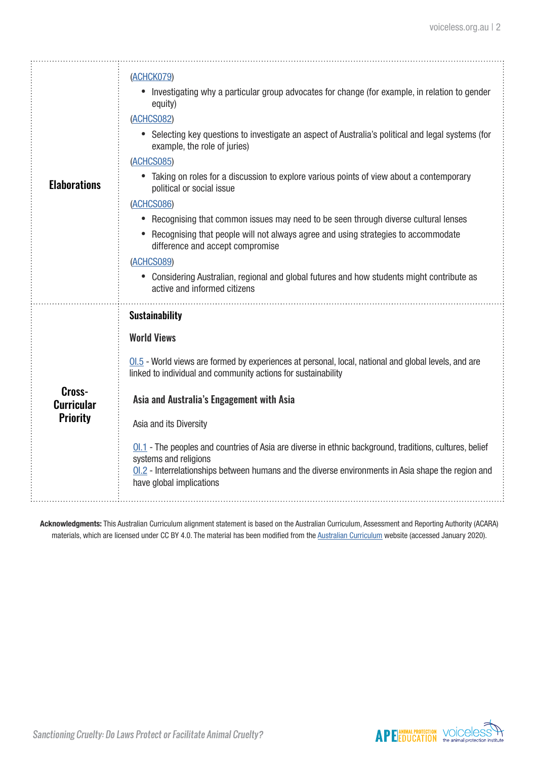| | |
|---|---|
| **Elaborations** | (ACHCK079)<br>• Investigating why a particular group advocates for change (for example, in relation to gender equity)<br>(ACHCS082)<br>• Selecting key questions to investigate an aspect of Australia's political and legal systems (for example, the role of juries)<br>(ACHCS085)<br>• Taking on roles for a discussion to explore various points of view about a contemporary political or social issue<br>(ACHCS086)<br>• Recognising that common issues may need to be seen through diverse cultural lenses<br>• Recognising that people will not always agree and using strategies to accommodate difference and accept compromise<br>(ACHCS089)<br>• Considering Australian, regional and global futures and how students might contribute as active and informed citizens |
| **Cross-Curricular Priority** | **Sustainability**<br>**World Views**<br>OI.5 - World views are formed by experiences at personal, local, national and global levels, and are linked to individual and community actions for sustainability<br>**Asia and Australia's Engagement with Asia**<br>Asia and its Diversity<br>OI.1 - The peoples and countries of Asia are diverse in ethnic background, traditions, cultures, belief systems and religions<br>OI.2 - Interrelationships between humans and the diverse environments in Asia shape the region and have global implications |

**Acknowledgments:** This Australian Curriculum alignment statement is based on the Australian Curriculum, Assessment and Reporting Authority (ACARA) materials, which are licensed under CC BY 4.0. The material has been modified from the Australian Curriculum website (accessed January 2020).